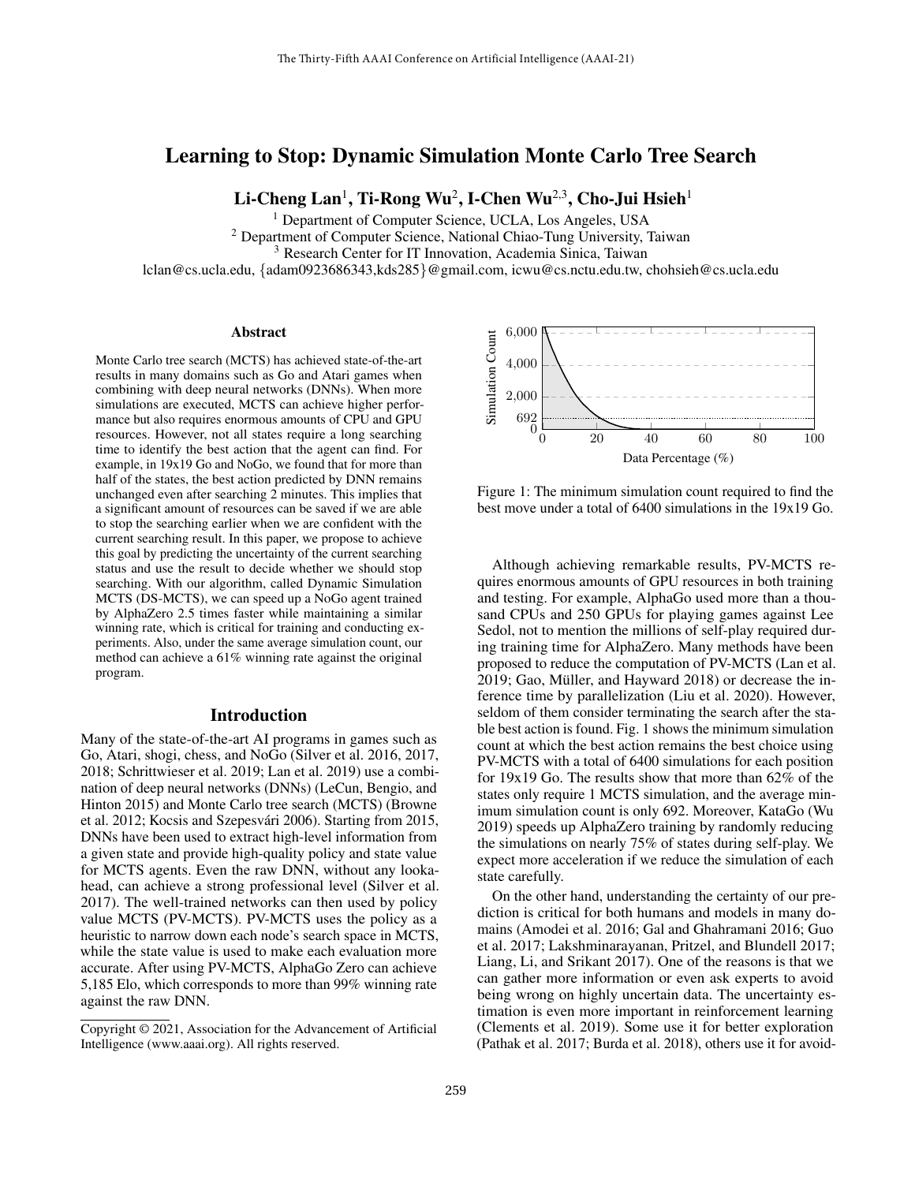# Learning to Stop: Dynamic Simulation Monte Carlo Tree Search

**Li-Cheng Lan[1], Ti-Rong Wu[2], I-Chen Wu[2,3], Cho-Jui Hsieh[1]**

[1] Department of Computer Science, UCLA, Los Angeles, USA
[2] Department of Computer Science, National Chiao-Tung University, Taiwan
[3] Research Center for IT Innovation, Academia Sinica, Taiwan
lclan@cs.ucla.edu, {adam0923686343,kds285}@gmail.com, icwu@cs.nctu.edu.tw, chohsieh@cs.ucla.edu

## Abstract

Monte Carlo tree search (MCTS) has achieved state-of-the-art results in many domains such as Go and Atari games when combining with deep neural networks (DNNs). When more simulations are executed, MCTS can achieve higher performance but also requires enormous amounts of CPU and GPU resources. However, not all states require a long searching time to identify the best action that the agent can find. For example, in 19x19 Go and NoGo, we found that for more than half of the states, the best action predicted by DNN remains unchanged even after searching 2 minutes. This implies that a significant amount of resources can be saved if we are able to stop the searching earlier when we are confident with the current searching result. In this paper, we propose to achieve this goal by predicting the uncertainty of the current searching status and use the result to decide whether we should stop searching. With our algorithm, called Dynamic Simulation MCTS (DS-MCTS), we can speed up a NoGo agent trained by AlphaZero 2.5 times faster while maintaining a similar winning rate, which is critical for training and conducting experiments. Also, under the same average simulation count, our method can achieve a 61% winning rate against the original program.

## Introduction

Many of the state-of-the-art AI programs in games such as Go, Atari, shogi, chess, and NoGo (Silver et al. 2016, 2017, 2018; Schrittwieser et al. 2019; Lan et al. 2019) use a combination of deep neural networks (DNNs) (LeCun, Bengio, and Hinton 2015) and Monte Carlo tree search (MCTS) (Browne et al. 2012; Kocsis and Szepesvári 2006). Starting from 2015, DNNs have been used to extract high-level information from a given state and provide high-quality policy and state value for MCTS agents. Even the raw DNN, without any lookahead, can achieve a strong professional level (Silver et al. 2017). The well-trained networks can then used by policy value MCTS (PV-MCTS). PV-MCTS uses the policy as a heuristic to narrow down each node's search space in MCTS, while the state value is used to make each evaluation more accurate. After using PV-MCTS, AlphaGo Zero can achieve 5,185 Elo, which corresponds to more than 99% winning rate against the raw DNN.

Copyright © 2021, Association for the Advancement of Artificial Intelligence (www.aaai.org). All rights reserved.

Figure 1: The minimum simulation count required to find the best move under a total of 6400 simulations in the 19x19 Go.

Although achieving remarkable results, PV-MCTS requires enormous amounts of GPU resources in both training and testing. For example, AlphaGo used more than a thousand CPUs and 250 GPUs for playing games against Lee Sedol, not to mention the millions of self-play required during training time for AlphaZero. Many methods have been proposed to reduce the computation of PV-MCTS (Lan et al. 2019; Gao, Müller, and Hayward 2018) or decrease the inference time by parallelization (Liu et al. 2020). However, seldom of them consider terminating the search after the stable best action is found. Fig. 1 shows the minimum simulation count at which the best action remains the best choice using PV-MCTS with a total of 6400 simulations for each position for 19x19 Go. The results show that more than 62% of the states only require 1 MCTS simulation, and the average minimum simulation count is only 692. Moreover, KataGo (Wu 2019) speeds up AlphaZero training by randomly reducing the simulations on nearly 75% of states during self-play. We expect more acceleration if we reduce the simulation of each state carefully.

On the other hand, understanding the certainty of our prediction is critical for both humans and models in many domains (Amodei et al. 2016; Gal and Ghahramani 2016; Guo et al. 2017; Lakshminarayanan, Pritzel, and Blundell 2017; Liang, Li, and Srikant 2017). One of the reasons is that we can gather more information or even ask experts to avoid being wrong on highly uncertain data. The uncertainty estimation is even more important in reinforcement learning (Clements et al. 2019). Some use it for better exploration (Pathak et al. 2017; Burda et al. 2018), others use it for avoid-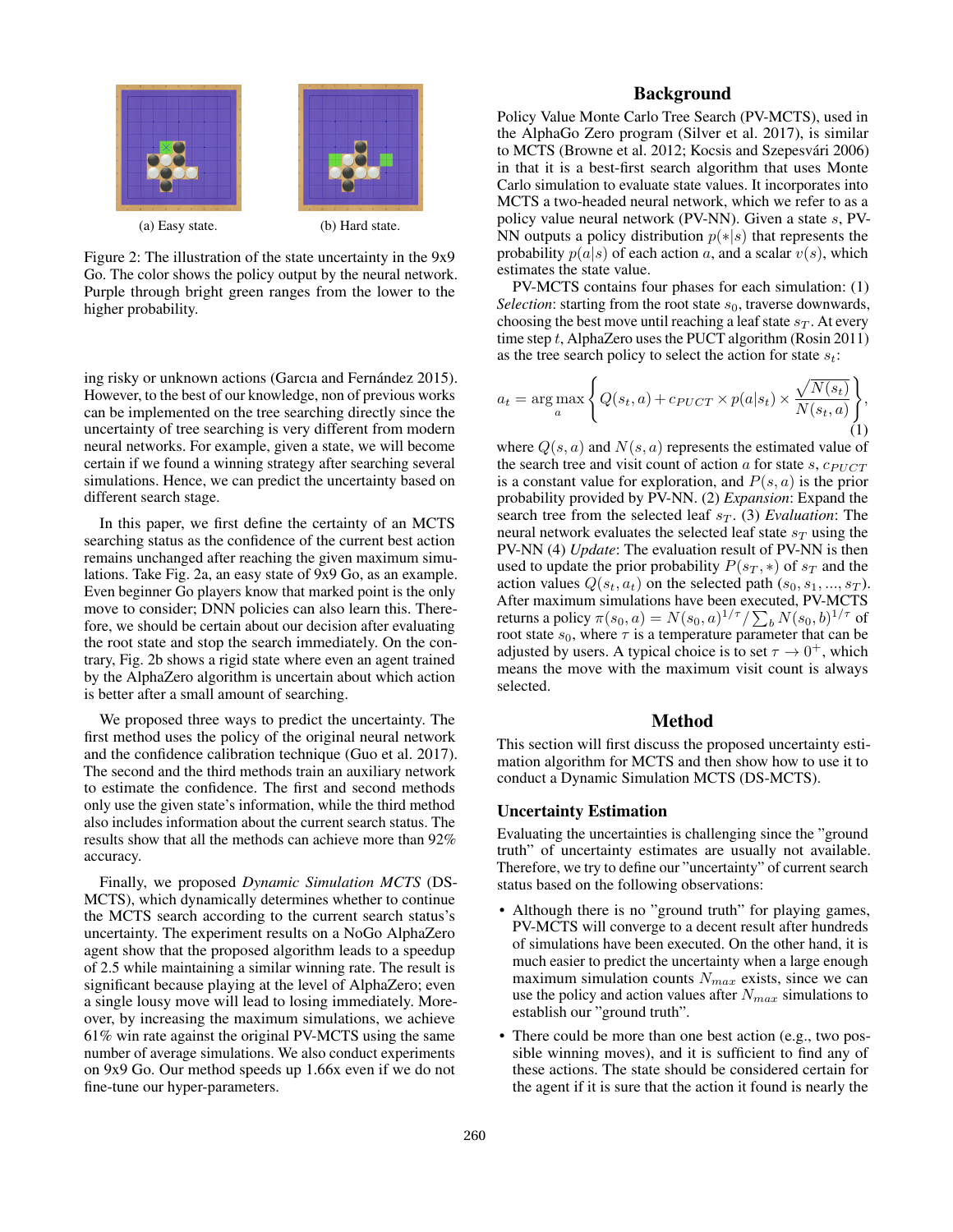(a) Easy state.

(b) Hard state.

Figure 2: The illustration of the state uncertainty in the 9x9 Go. The color shows the policy output by the neural network. Purple through bright green ranges from the lower to the higher probability.

ing risky or unknown actions (Garcıa and Fernández 2015). However, to the best of our knowledge, non of previous works can be implemented on the tree searching directly since the uncertainty of tree searching is very different from modern neural networks. For example, given a state, we will become certain if we found a winning strategy after searching several simulations. Hence, we can predict the uncertainty based on different search stage.

In this paper, we first define the certainty of an MCTS searching status as the confidence of the current best action remains unchanged after reaching the given maximum simulations. Take Fig. 2a, an easy state of 9x9 Go, as an example. Even beginner Go players know that marked point is the only move to consider; DNN policies can also learn this. Therefore, we should be certain about our decision after evaluating the root state and stop the search immediately. On the contrary, Fig. 2b shows a rigid state where even an agent trained by the AlphaZero algorithm is uncertain about which action is better after a small amount of searching.

We proposed three ways to predict the uncertainty. The first method uses the policy of the original neural network and the confidence calibration technique (Guo et al. 2017). The second and the third methods train an auxiliary network to estimate the confidence. The first and second methods only use the given state's information, while the third method also includes information about the current search status. The results show that all the methods can achieve more than 92% accuracy.

Finally, we proposed *Dynamic Simulation MCTS* (DS-MCTS), which dynamically determines whether to continue the MCTS search according to the current search status's uncertainty. The experiment results on a NoGo AlphaZero agent show that the proposed algorithm leads to a speedup of 2.5 while maintaining a similar winning rate. The result is significant because playing at the level of AlphaZero; even a single lousy move will lead to losing immediately. Moreover, by increasing the maximum simulations, we achieve 61% win rate against the original PV-MCTS using the same number of average simulations. We also conduct experiments on 9x9 Go. Our method speeds up 1.66x even if we do not fine-tune our hyper-parameters.

## Background

Policy Value Monte Carlo Tree Search (PV-MCTS), used in the AlphaGo Zero program (Silver et al. 2017), is similar to MCTS (Browne et al. 2012; Kocsis and Szepesvári 2006) in that it is a best-first search algorithm that uses Monte Carlo simulation to evaluate state values. It incorporates into MCTS a two-headed neural network, which we refer to as a policy value neural network (PV-NN). Given a state $s$, PV-NN outputs a policy distribution $p(*|s)$ that represents the probability $p(a|s)$ of each action $a$, and a scalar $v(s)$, which estimates the state value.

PV-MCTS contains four phases for each simulation: (1) *Selection*: starting from the root state $s_0$, traverse downwards, choosing the best move until reaching a leaf state $s_T$. At every time step $t$, AlphaZero uses the PUCT algorithm (Rosin 2011) as the tree search policy to select the action for state $s_t$:

$$a_t = \arg\max_a \left\{ Q(s_t, a) + c_{PUCT} \times p(a|s_t) \times \frac{\sqrt{N(s_t)}}{N(s_t, a)} \right\}, \quad (1)$$

where $Q(s,a)$ and $N(s,a)$ represents the estimated value of the search tree and visit count of action $a$ for state $s$, $c_{PUCT}$ is a constant value for exploration, and $P(s,a)$ is the prior probability provided by PV-NN. (2) *Expansion*: Expand the search tree from the selected leaf $s_T$. (3) *Evaluation*: The neural network evaluates the selected leaf state $s_T$ using the PV-NN (4) *Update*: The evaluation result of PV-NN is then used to update the prior probability $P(s_T, *)$ of $s_T$ and the action values $Q(s_t, a_t)$ on the selected path $(s_0, s_1, ..., s_T)$. After maximum simulations have been executed, PV-MCTS returns a policy $\pi(s_0, a) = N(s_0, a)^{1/\tau} / \sum_b N(s_0, b)^{1/\tau}$ of root state $s_0$, where $\tau$ is a temperature parameter that can be adjusted by users. A typical choice is to set $\tau \to 0^+$, which means the move with the maximum visit count is always selected.

## Method

This section will first discuss the proposed uncertainty estimation algorithm for MCTS and then show how to use it to conduct a Dynamic Simulation MCTS (DS-MCTS).

### Uncertainty Estimation

Evaluating the uncertainties is challenging since the "ground truth" of uncertainty estimates are usually not available. Therefore, we try to define our "uncertainty" of current search status based on the following observations:

- Although there is no "ground truth" for playing games, PV-MCTS will converge to a decent result after hundreds of simulations have been executed. On the other hand, it is much easier to predict the uncertainty when a large enough maximum simulation counts $N_{max}$ exists, since we can use the policy and action values after $N_{max}$ simulations to establish our "ground truth".
- There could be more than one best action (e.g., two possible winning moves), and it is sufficient to find any of these actions. The state should be considered certain for the agent if it is sure that the action it found is nearly the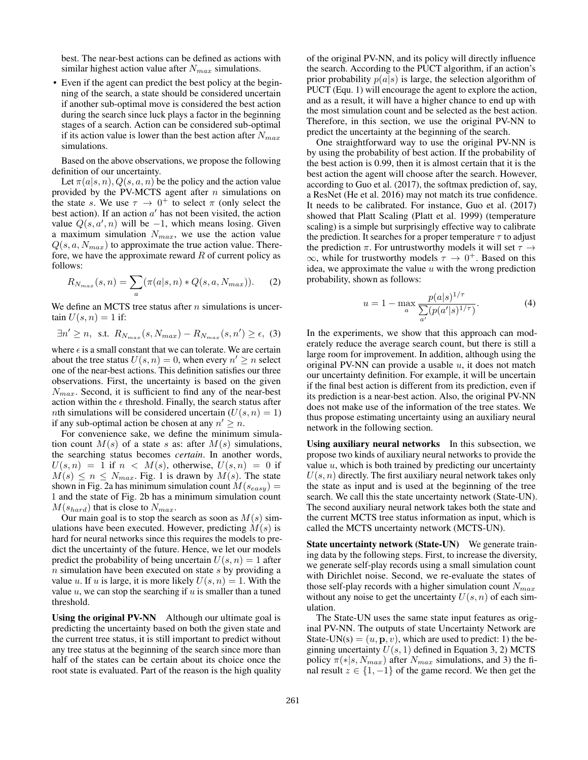best. The near-best actions can be defined as actions with similar highest action value after $N_{max}$ simulations.

- Even if the agent can predict the best policy at the beginning of the search, a state should be considered uncertain if another sub-optimal move is considered the best action during the search since luck plays a factor in the beginning stages of a search. Action can be considered sub-optimal if its action value is lower than the best action after $N_{max}$ simulations.

Based on the above observations, we propose the following definition of our uncertainty.

Let $\pi(a|s, n), Q(s, a, n)$ be the policy and the action value provided by the PV-MCTS agent after $n$ simulations on the state $s$. We use $\tau \to 0^+$ to select $\pi$ (only select the best action). If an action $a'$ has not been visited, the action value $Q(s, a', n)$ will be $-1$, which means losing. Given a maximum simulation $N_{max}$, we use the action value $Q(s, a, N_{max})$ to approximate the true action value. Therefore, we have the approximate reward $R$ of current policy as follows:

$$R_{N_{max}}(s, n) = \sum_{a} (\pi(a|s, n) * Q(s, a, N_{max})). \tag{2}$$

We define an MCTS tree status after $n$ simulations is uncertain $U(s, n) = 1$ if:

$$\exists n' \geq n, \text{ s.t. } R_{N_{max}}(s, N_{max}) - R_{N_{max}}(s, n') \geq \epsilon, \tag{3}$$

where $\epsilon$ is a small constant that we can tolerate. We are certain about the tree status $U(s, n) = 0$, when every $n' \geq n$ select one of the near-best actions. This definition satisfies our three observations. First, the uncertainty is based on the given $N_{max}$. Second, it is sufficient to find any of the near-best action within the $\epsilon$ threshold. Finally, the search status after $n$th simulations will be considered uncertain ($U(s, n) = 1$) if any sub-optimal action be chosen at any $n' \geq n$.

For convenience sake, we define the minimum simulation count $M(s)$ of a state $s$ as: after $M(s)$ simulations, the searching status becomes *certain*. In another words, $U(s, n) = 1$ if $n < M(s)$, otherwise, $U(s, n) = 0$ if $M(s) \leq n \leq N_{max}$. Fig. 1 is drawn by $M(s)$. The state shown in Fig. 2a has minimum simulation count $M(s_{easy}) = 1$ and the state of Fig. 2b has a minimum simulation count $M(s_{hard})$ that is close to $N_{max}$.

Our main goal is to stop the search as soon as $M(s)$ simulations have been executed. However, predicting $M(s)$ is hard for neural networks since this requires the models to predict the uncertainty of the future. Hence, we let our models predict the probability of being uncertain $U(s, n) = 1$ after $n$ simulation have been executed on state $s$ by providing a value $u$. If $u$ is large, it is more likely $U(s, n) = 1$. With the value $u$, we can stop the searching if $u$ is smaller than a tuned threshold.

**Using the original PV-NN** Although our ultimate goal is predicting the uncertainty based on both the given state and the current tree status, it is still important to predict without any tree status at the beginning of the search since more than half of the states can be certain about its choice once the root state is evaluated. Part of the reason is the high quality of the original PV-NN, and its policy will directly influence the search. According to the PUCT algorithm, if an action's prior probability $p(a|s)$ is large, the selection algorithm of PUCT (Equ. 1) will encourage the agent to explore the action, and as a result, it will have a higher chance to end up with the most simulation count and be selected as the best action. Therefore, in this section, we use the original PV-NN to predict the uncertainty at the beginning of the search.

One straightforward way to use the original PV-NN is by using the probability of best action. If the probability of the best action is 0.99, then it is almost certain that it is the best action the agent will choose after the search. However, according to Guo et al. (2017), the softmax prediction of, say, a ResNet (He et al. 2016) may not match its true confidence. It needs to be calibrated. For instance, Guo et al. (2017) showed that Platt Scaling (Platt et al. 1999) (temperature scaling) is a simple but surprisingly effective way to calibrate the prediction. It searches for a proper temperature $\tau$ to adjust the prediction $\pi$. For untrustworthy models it will set $\tau \to \infty$, while for trustworthy models $\tau \to 0^+$. Based on this idea, we approximate the value $u$ with the wrong prediction probability, shown as follows:

$$u = 1 - \max_{a} \frac{p(a|s)^{1/\tau}}{\sum_{a'} (p(a'|s)^{1/\tau})}. \tag{4}$$

In the experiments, we show that this approach can moderately reduce the average search count, but there is still a large room for improvement. In addition, although using the original PV-NN can provide a usable $u$, it does not match our uncertainty definition. For example, it will be uncertain if the final best action is different from its prediction, even if its prediction is a near-best action. Also, the original PV-NN does not make use of the information of the tree states. We thus propose estimating uncertainty using an auxiliary neural network in the following section.

**Using auxiliary neural networks** In this subsection, we propose two kinds of auxiliary neural networks to provide the value $u$, which is both trained by predicting our uncertainty $U(s, n)$ directly. The first auxiliary neural network takes only the state as input and is used at the beginning of the tree search. We call this the state uncertainty network (State-UN). The second auxiliary neural network takes both the state and the current MCTS tree status information as input, which is called the MCTS uncertainty network (MCTS-UN).

**State uncertainty network (State-UN)** We generate training data by the following steps. First, to increase the diversity, we generate self-play records using a small simulation count with Dirichlet noise. Second, we re-evaluate the states of those self-play records with a higher simulation count $N_{max}$ without any noise to get the uncertainty $U(s, n)$ of each simulation.

The State-UN uses the same state input features as original PV-NN. The outputs of state Uncertainty Network are State-UN(s) $= (u, \mathbf{p}, v)$, which are used to predict: 1) the beginning uncertainty $U(s, 1)$ defined in Equation 3, 2) MCTS policy $\pi(*|s, N_{max})$ after $N_{max}$ simulations, and 3) the final result $z \in \{1, -1\}$ of the game record. We then get the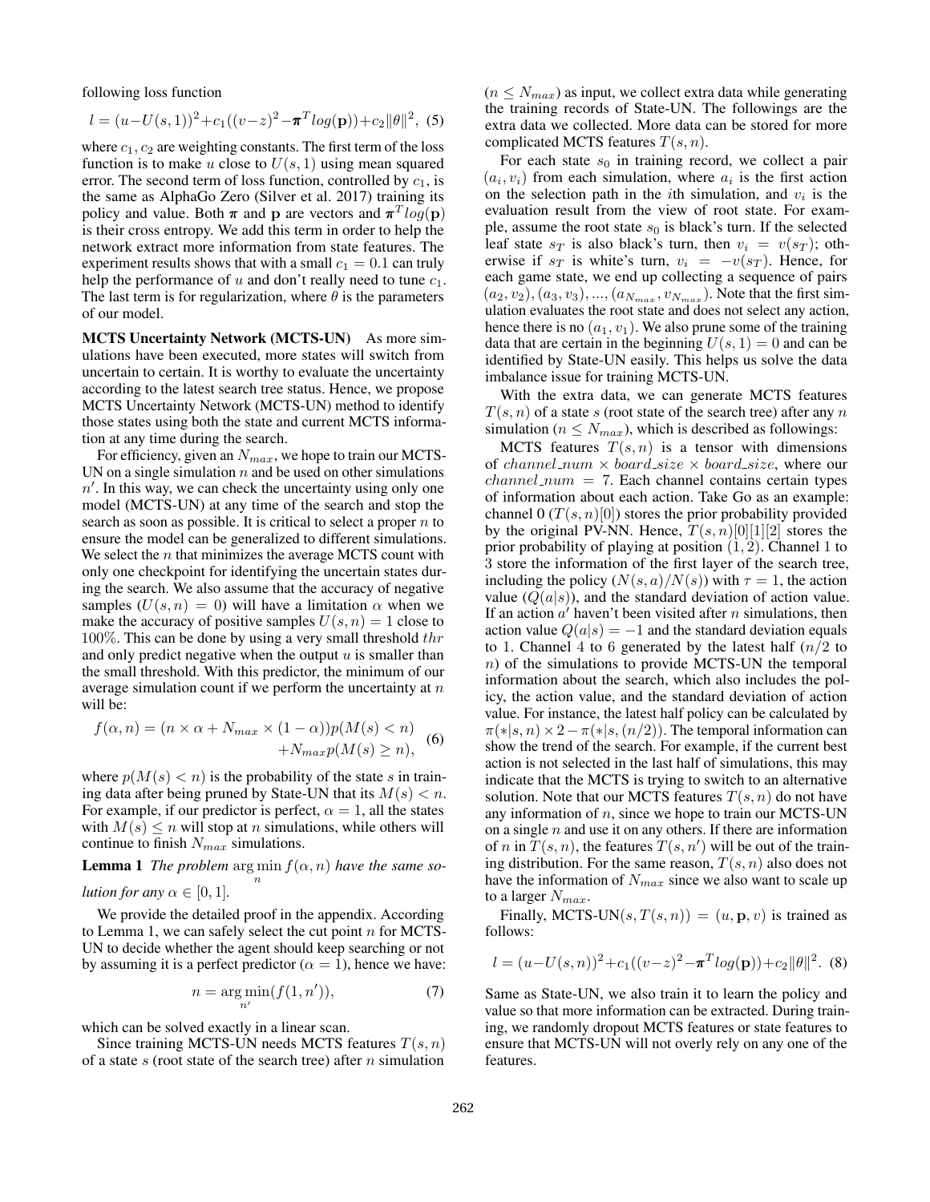following loss function

$$l = (u - U(s,1))^2 + c_1((v-z)^2 - \boldsymbol{\pi}^T log(\mathbf{p})) + c_2\|\theta\|^2, \quad (5)$$

where $c_1, c_2$ are weighting constants. The first term of the loss function is to make $u$ close to $U(s,1)$ using mean squared error. The second term of loss function, controlled by $c_1$, is the same as AlphaGo Zero (Silver et al. 2017) training its policy and value. Both $\boldsymbol{\pi}$ and $\mathbf{p}$ are vectors and $\boldsymbol{\pi}^T log(\mathbf{p})$ is their cross entropy. We add this term in order to help the network extract more information from state features. The experiment results shows that with a small $c_1 = 0.1$ can truly help the performance of $u$ and don't really need to tune $c_1$. The last term is for regularization, where $\theta$ is the parameters of our model.

**MCTS Uncertainty Network (MCTS-UN)** As more simulations have been executed, more states will switch from uncertain to certain. It is worthy to evaluate the uncertainty according to the latest search tree status. Hence, we propose MCTS Uncertainty Network (MCTS-UN) method to identify those states using both the state and current MCTS information at any time during the search.

For efficiency, given an $N_{max}$, we hope to train our MCTS-UN on a single simulation $n$ and be used on other simulations $n'$. In this way, we can check the uncertainty using only one model (MCTS-UN) at any time of the search and stop the search as soon as possible. It is critical to select a proper $n$ to ensure the model can be generalized to different simulations. We select the $n$ that minimizes the average MCTS count with only one checkpoint for identifying the uncertain states during the search. We also assume that the accuracy of negative samples ($U(s,n) = 0$) will have a limitation $\alpha$ when we make the accuracy of positive samples $U(s,n) = 1$ close to 100%. This can be done by using a very small threshold $thr$ and only predict negative when the output $u$ is smaller than the small threshold. With this predictor, the minimum of our average simulation count if we perform the uncertainty at $n$ will be:

$$f(\alpha, n) = (n \times \alpha + N_{max} \times (1-\alpha))p(M(s) < n) + N_{max} p(M(s) \geq n), \quad (6)$$

where $p(M(s) < n)$ is the probability of the state $s$ in training data after being pruned by State-UN that its $M(s) < n$. For example, if our predictor is perfect, $\alpha = 1$, all the states with $M(s) \leq n$ will stop at $n$ simulations, while others will continue to finish $N_{max}$ simulations.

**Lemma 1** *The problem* $\arg\min_n f(\alpha, n)$ *have the same solution for any* $\alpha \in [0,1]$.

We provide the detailed proof in the appendix. According to Lemma 1, we can safely select the cut point $n$ for MCTS-UN to decide whether the agent should keep searching or not by assuming it is a perfect predictor ($\alpha = 1$), hence we have:

$$n = \arg\min_{n'}(f(1, n')), \quad (7)$$

which can be solved exactly in a linear scan.

Since training MCTS-UN needs MCTS features $T(s,n)$ of a state $s$ (root state of the search tree) after $n$ simulation ($n \leq N_{max}$) as input, we collect extra data while generating the training records of State-UN. The followings are the extra data we collected. More data can be stored for more complicated MCTS features $T(s,n)$.

For each state $s_0$ in training record, we collect a pair $(a_i, v_i)$ from each simulation, where $a_i$ is the first action on the selection path in the $i$th simulation, and $v_i$ is the evaluation result from the view of root state. For example, assume the root state $s_0$ is black's turn. If the selected leaf state $s_T$ is also black's turn, then $v_i = v(s_T)$; otherwise if $s_T$ is white's turn, $v_i = -v(s_T)$. Hence, for each game state, we end up collecting a sequence of pairs $(a_2, v_2), (a_3, v_3), ..., (a_{N_{max}}, v_{N_{max}})$. Note that the first simulation evaluates the root state and does not select any action, hence there is no $(a_1, v_1)$. We also prune some of the training data that are certain in the beginning $U(s,1) = 0$ and can be identified by State-UN easily. This helps us solve the data imbalance issue for training MCTS-UN.

With the extra data, we can generate MCTS features $T(s,n)$ of a state $s$ (root state of the search tree) after any $n$ simulation ($n \leq N_{max}$), which is described as followings:

MCTS features $T(s,n)$ is a tensor with dimensions of $channel\_num \times board\_size \times board\_size$, where our $channel\_num = 7$. Each channel contains certain types of information about each action. Take Go as an example: channel 0 ($T(s,n)[0]$) stores the prior probability provided by the original PV-NN. Hence, $T(s,n)[0][1][2]$ stores the prior probability of playing at position $(1,2)$. Channel 1 to 3 store the information of the first layer of the search tree, including the policy ($N(s,a)/N(s)$) with $\tau = 1$, the action value ($Q(a|s)$), and the standard deviation of action value. If an action $a'$ haven't been visited after $n$ simulations, then action value $Q(a|s) = -1$ and the standard deviation equals to 1. Channel 4 to 6 generated by the latest half ($n/2$ to $n$) of the simulations to provide MCTS-UN the temporal information about the search, which also includes the policy, the action value, and the standard deviation of action value. For instance, the latest half policy can be calculated by $\pi(*|s,n) \times 2 - \pi(*|s,(n/2))$. The temporal information can show the trend of the search. For example, if the current best action is not selected in the last half of simulations, this may indicate that the MCTS is trying to switch to an alternative solution. Note that our MCTS features $T(s,n)$ do not have any information of $n$, since we hope to train our MCTS-UN on a single $n$ and use it on any others. If there are information of $n$ in $T(s,n)$, the features $T(s,n')$ will be out of the training distribution. For the same reason, $T(s,n)$ also does not have the information of $N_{max}$ since we also want to scale up to a larger $N_{max}$.

Finally, MCTS-UN$(s, T(s,n)) = (u, \mathbf{p}, v)$ is trained as follows:

$$l = (u - U(s,n))^2 + c_1((v-z)^2 - \boldsymbol{\pi}^T log(\mathbf{p})) + c_2\|\theta\|^2. \quad (8)$$

Same as State-UN, we also train it to learn the policy and value so that more information can be extracted. During training, we randomly dropout MCTS features or state features to ensure that MCTS-UN will not overly rely on any one of the features.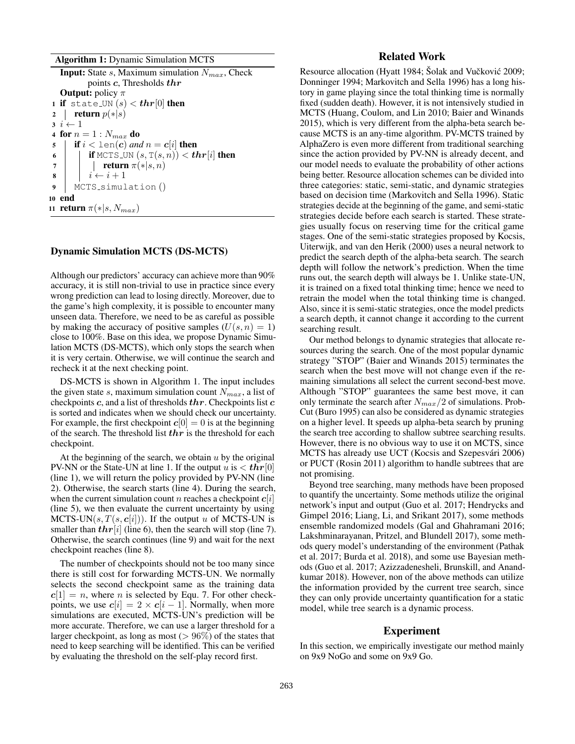**Algorithm 1:** Dynamic Simulation MCTS

```
Input: State s, Maximum simulation N_max, Check
       points c, Thresholds thr
Output: policy π
1  if state_UN (s) < thr[0] then
2  |  return p(*|s)
3  i ← 1
4  for n = 1 : N_max do
5  |  if i < len(c) and n = c[i] then
6  |  |  if MCTS_UN (s, T(s, n)) < thr[i] then
7  |  |  |  return π(*|s, n)
8  |  |  i ← i + 1
9  |  MCTS_simulation ()
10 end
11 return π(*|s, N_max)
```

## Dynamic Simulation MCTS (DS-MCTS)

Although our predictors' accuracy can achieve more than 90% accuracy, it is still non-trivial to use in practice since every wrong prediction can lead to losing directly. Moreover, due to the game's high complexity, it is possible to encounter many unseen data. Therefore, we need to be as careful as possible by making the accuracy of positive samples ($U(s, n) = 1$) close to 100%. Base on this idea, we propose Dynamic Simulation MCTS (DS-MCTS), which only stops the search when it is very certain. Otherwise, we will continue the search and recheck it at the next checking point.

DS-MCTS is shown in Algorithm 1. The input includes the given state $s$, maximum simulation count $N_{max}$, a list of checkpoints $\boldsymbol{c}$, and a list of thresholds $\boldsymbol{thr}$. Checkpoints list $\boldsymbol{c}$ is sorted and indicates when we should check our uncertainty. For example, the first checkpoint $\boldsymbol{c}[0] = 0$ is at the beginning of the search. The threshold list $\boldsymbol{thr}$ is the threshold for each checkpoint.

At the beginning of the search, we obtain $u$ by the original PV-NN or the State-UN at line 1. If the output $u$ is $< \boldsymbol{thr}[0]$ (line 1), we will return the policy provided by PV-NN (line 2). Otherwise, the search starts (line 4). During the search, when the current simulation count $n$ reaches a checkpoint $\boldsymbol{c}[i]$ (line 5), we then evaluate the current uncertainty by using MCTS-UN$(s, T(s, \boldsymbol{c}[i]))$. If the output $u$ of MCTS-UN is smaller than $\boldsymbol{thr}[i]$ (line 6), then the search will stop (line 7). Otherwise, the search continues (line 9) and wait for the next checkpoint reaches (line 8).

The number of checkpoints should not be too many since there is still cost for forwarding MCTS-UN. We normally selects the second checkpoint same as the training data $\boldsymbol{c}[1] = n$, where $n$ is selected by Equ. 7. For other checkpoints, we use $\boldsymbol{c}[i] = 2 \times \boldsymbol{c}[i-1]$. Normally, when more simulations are executed, MCTS-UN's prediction will be more accurate. Therefore, we can use a larger threshold for a larger checkpoint, as long as most ($> 96\%$) of the states that need to keep searching will be identified. This can be verified by evaluating the threshold on the self-play record first.

## Related Work

Resource allocation (Hyatt 1984; Šolak and Vučković 2009; Donninger 1994; Markovitch and Sella 1996) has a long history in game playing since the total thinking time is normally fixed (sudden death). However, it is not intensively studied in MCTS (Huang, Coulom, and Lin 2010; Baier and Winands 2015), which is very different from the alpha-beta search because MCTS is an any-time algorithm. PV-MCTS trained by AlphaZero is even more different from traditional searching since the action provided by PV-NN is already decent, and our model needs to evaluate the probability of other actions being better. Resource allocation schemes can be divided into three categories: static, semi-static, and dynamic strategies based on decision time (Markovitch and Sella 1996). Static strategies decide at the beginning of the game, and semi-static strategies decide before each search is started. These strategies usually focus on reserving time for the critical game stages. One of the semi-static strategies proposed by Kocsis, Uiterwijk, and van den Herik (2000) uses a neural network to predict the search depth of the alpha-beta search. The search depth will follow the network's prediction. When the time runs out, the search depth will always be 1. Unlike state-UN, it is trained on a fixed total thinking time; hence we need to retrain the model when the total thinking time is changed. Also, since it is semi-static strategies, once the model predicts a search depth, it cannot change it according to the current searching result.

Our method belongs to dynamic strategies that allocate resources during the search. One of the most popular dynamic strategy "STOP" (Baier and Winands 2015) terminates the search when the best move will not change even if the remaining simulations all select the current second-best move. Although "STOP" guarantees the same best move, it can only terminate the search after $N_{max}/2$ of simulations. ProbCut (Buro 1995) can also be considered as dynamic strategies on a higher level. It speeds up alpha-beta search by pruning the search tree according to shallow subtree searching results. However, there is no obvious way to use it on MCTS, since MCTS has already use UCT (Kocsis and Szepesvári 2006) or PUCT (Rosin 2011) algorithm to handle subtrees that are not promising.

Beyond tree searching, many methods have been proposed to quantify the uncertainty. Some methods utilize the original network's input and output (Guo et al. 2017; Hendrycks and Gimpel 2016; Liang, Li, and Srikant 2017), some methods ensemble randomized models (Gal and Ghahramani 2016; Lakshminarayanan, Pritzel, and Blundell 2017), some methods query model's understanding of the environment (Pathak et al. 2017; Burda et al. 2018), and some use Bayesian methods (Guo et al. 2017; Azizzadenesheli, Brunskill, and Anandkumar 2018). However, non of the above methods can utilize the information provided by the current tree search, since they can only provide uncertainty quantification for a static model, while tree search is a dynamic process.

## Experiment

In this section, we empirically investigate our method mainly on 9x9 NoGo and some on 9x9 Go.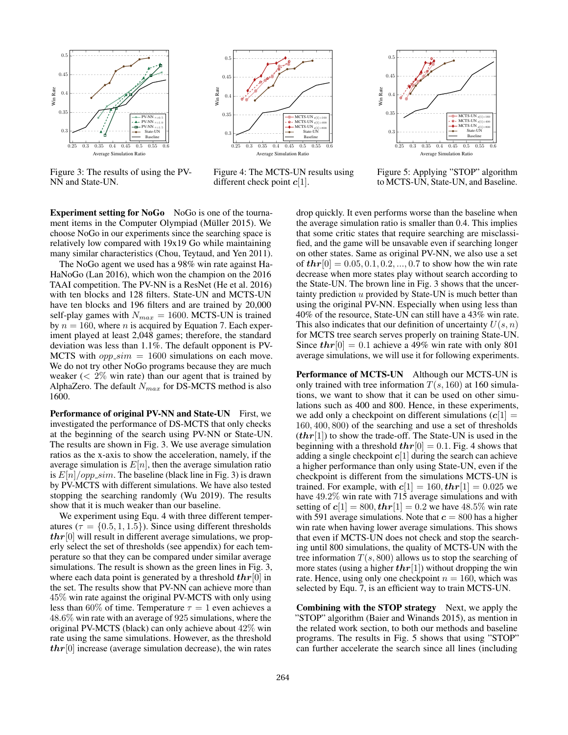Figure 3: The results of using the PV-NN and State-UN.

Figure 4: The MCTS-UN results using different check point $\boldsymbol{c}[1]$.

Figure 5: Applying "STOP" algorithm to MCTS-UN, State-UN, and Baseline.

**Experiment setting for NoGo** NoGo is one of the tournament items in the Computer Olympiad (Müller 2015). We choose NoGo in our experiments since the searching space is relatively low compared with 19x19 Go while maintaining many similar characteristics (Chou, Teytaud, and Yen 2011).

The NoGo agent we used has a 98% win rate against HaHaNoGo (Lan 2016), which won the champion on the 2016 TAAI competition. The PV-NN is a ResNet (He et al. 2016) with ten blocks and 128 filters. State-UN and MCTS-UN have ten blocks and 196 filters and are trained by 20,000 self-play games with $N_{max} = 1600$. MCTS-UN is trained by $n = 160$, where $n$ is acquired by Equation 7. Each experiment played at least 2,048 games; therefore, the standard deviation was less than 1.1%. The default opponent is PV-MCTS with $opp\_sim = 1600$ simulations on each move. We do not try other NoGo programs because they are much weaker ($< 2\%$ win rate) than our agent that is trained by AlphaZero. The default $N_{max}$ for DS-MCTS method is also 1600.

**Performance of original PV-NN and State-UN** First, we investigated the performance of DS-MCTS that only checks at the beginning of the search using PV-NN or State-UN. The results are shown in Fig. 3. We use average simulation ratios as the x-axis to show the acceleration, namely, if the average simulation is $E[n]$, then the average simulation ratio is $E[n]/opp\_sim$. The baseline (black line in Fig. 3) is drawn by PV-MCTS with different simulations. We have also tested stopping the searching randomly (Wu 2019). The results show that it is much weaker than our baseline.

We experiment using Equ. 4 with three different temperatures ($\tau = \{0.5, 1, 1.5\}$). Since using different thresholds $\boldsymbol{thr}[0]$ will result in different average simulations, we properly select the set of thresholds (see appendix) for each temperature so that they can be compared under similar average simulations. The result is shown as the green lines in Fig. 3, where each data point is generated by a threshold $\boldsymbol{thr}[0]$ in the set. The results show that PV-NN can achieve more than 45% win rate against the original PV-MCTS with only using less than 60% of time. Temperature $\tau = 1$ even achieves a 48.6% win rate with an average of 925 simulations, where the original PV-MCTS (black) can only achieve about 42% win rate using the same simulations. However, as the threshold $\boldsymbol{thr}[0]$ increase (average simulation decrease), the win rates drop quickly. It even performs worse than the baseline when the average simulation ratio is smaller than 0.4. This implies that some critic states that require searching are misclassified, and the game will be unsavable even if searching longer on other states. Same as original PV-NN, we also use a set of $\boldsymbol{thr}[0] = 0.05, 0.1, 0.2, ..., 0.7$ to show how the win rate decrease when more states play without search according to the State-UN. The brown line in Fig. 3 shows that the uncertainty prediction $u$ provided by State-UN is much better than using the original PV-NN. Especially when using less than 40% of the resource, State-UN can still have a 43% win rate. This also indicates that our definition of uncertainty $U(s, n)$ for MCTS tree search serves properly on training State-UN. Since $\boldsymbol{thr}[0] = 0.1$ achieve a 49% win rate with only 801 average simulations, we will use it for following experiments.

**Performance of MCTS-UN** Although our MCTS-UN is only trained with tree information $T(s, 160)$ at 160 simulations, we want to show that it can be used on other simulations such as 400 and 800. Hence, in these experiments, we add only a checkpoint on different simulations ($\boldsymbol{c}[1] = 160, 400, 800$) of the searching and use a set of thresholds ($\boldsymbol{thr}[1]$) to show the trade-off. The State-UN is used in the beginning with a threshold $\boldsymbol{thr}[0] = 0.1$. Fig. 4 shows that adding a single checkpoint $\boldsymbol{c}[1]$ during the search can achieve a higher performance than only using State-UN, even if the checkpoint is different from the simulations MCTS-UN is trained. For example, with $\boldsymbol{c}[1] = 160, \boldsymbol{thr}[1] = 0.025$ we have 49.2% win rate with 715 average simulations and with setting of $\boldsymbol{c}[1] = 800, \boldsymbol{thr}[1] = 0.2$ we have 48.5% win rate with 591 average simulations. Note that $\boldsymbol{c} = 800$ has a higher win rate when having lower average simulations. This shows that even if MCTS-UN does not check and stop the searching until 800 simulations, the quality of MCTS-UN with the tree information $T(s, 800)$ allows us to stop the searching of more states (using a higher $\boldsymbol{thr}[1]$) without dropping the win rate. Hence, using only one checkpoint $n = 160$, which was selected by Equ. 7, is an efficient way to train MCTS-UN.

**Combining with the STOP strategy** Next, we apply the "STOP" algorithm (Baier and Winands 2015), as mention in the related work section, to both our methods and baseline programs. The results in Fig. 5 shows that using "STOP" can further accelerate the search since all lines (including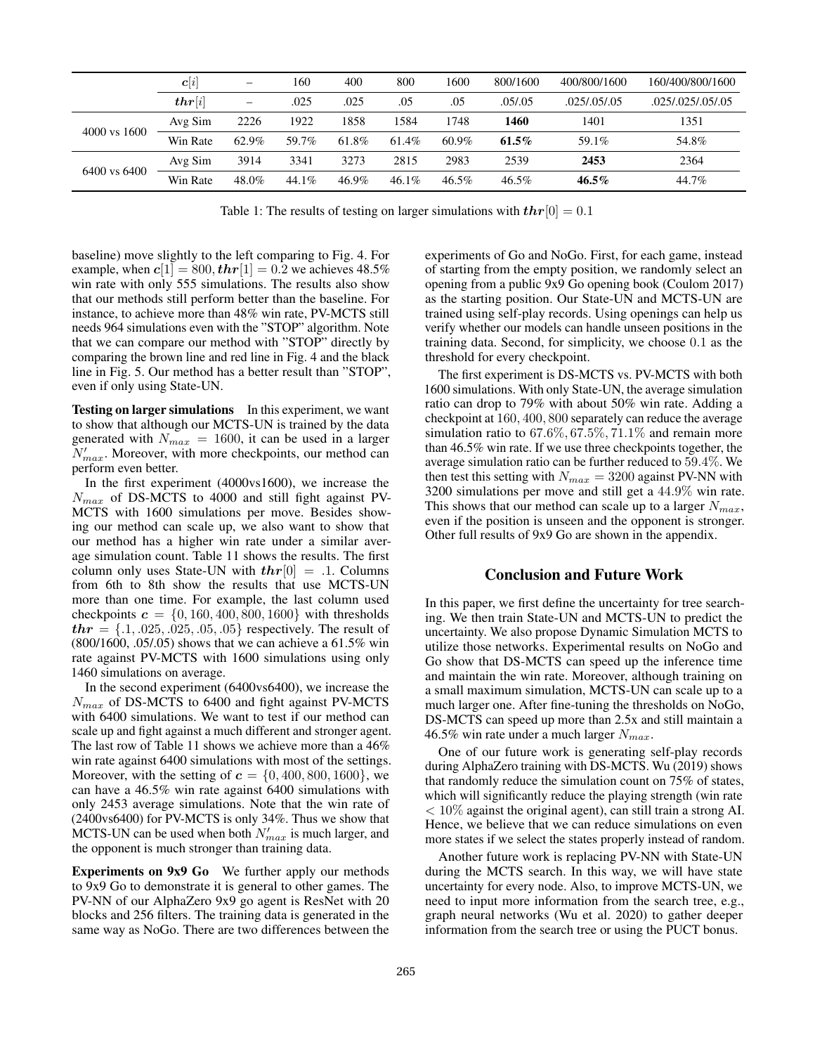|  | $\boldsymbol{c}[i]$ | – | 160 | 400 | 800 | 1600 | 800/1600 | 400/800/1600 | 160/400/800/1600 |
|---|---|---|---|---|---|---|---|---|---|
|  | $\boldsymbol{thr}[i]$ | – | .025 | .025 | .05 | .05 | .05/.05 | .025/.05/.05 | .025/.025/.05/.05 |
| 4000 vs 1600 | Avg Sim | 2226 | 1922 | 1858 | 1584 | 1748 | **1460** | 1401 | 1351 |
|  | Win Rate | 62.9% | 59.7% | 61.8% | 61.4% | 60.9% | **61.5%** | 59.1% | 54.8% |
| 6400 vs 6400 | Avg Sim | 3914 | 3341 | 3273 | 2815 | 2983 | 2539 | **2453** | 2364 |
|  | Win Rate | 48.0% | 44.1% | 46.9% | 46.1% | 46.5% | 46.5% | **46.5%** | 44.7% |

Table 1: The results of testing on larger simulations with $\boldsymbol{thr}[0] = 0.1$

baseline) move slightly to the left comparing to Fig. 4. For example, when $\boldsymbol{c}[1] = 800, \boldsymbol{thr}[1] = 0.2$ we achieves 48.5% win rate with only 555 simulations. The results also show that our methods still perform better than the baseline. For instance, to achieve more than 48% win rate, PV-MCTS still needs 964 simulations even with the "STOP" algorithm. Note that we can compare our method with "STOP" directly by comparing the brown line and red line in Fig. 4 and the black line in Fig. 5. Our method has a better result than "STOP", even if only using State-UN.

**Testing on larger simulations** In this experiment, we want to show that although our MCTS-UN is trained by the data generated with $N_{max} = 1600$, it can be used in a larger $N'_{max}$. Moreover, with more checkpoints, our method can perform even better.

In the first experiment (4000vs1600), we increase the $N_{max}$ of DS-MCTS to 4000 and still fight against PV-MCTS with 1600 simulations per move. Besides showing our method can scale up, we also want to show that our method has a higher win rate under a similar average simulation count. Table 11 shows the results. The first column only uses State-UN with $\boldsymbol{thr}[0] = .1$. Columns from 6th to 8th show the results that use MCTS-UN more than one time. For example, the last column used checkpoints $\boldsymbol{c} = \{0, 160, 400, 800, 1600\}$ with thresholds $\boldsymbol{thr} = \{.1, .025, .025, .05, .05\}$ respectively. The result of (800/1600, .05/.05) shows that we can achieve a 61.5% win rate against PV-MCTS with 1600 simulations using only 1460 simulations on average.

In the second experiment (6400vs6400), we increase the $N_{max}$ of DS-MCTS to 6400 and fight against PV-MCTS with 6400 simulations. We want to test if our method can scale up and fight against a much different and stronger agent. The last row of Table 11 shows we achieve more than a 46% win rate against 6400 simulations with most of the settings. Moreover, with the setting of $\boldsymbol{c} = \{0, 400, 800, 1600\}$, we can have a 46.5% win rate against 6400 simulations with only 2453 average simulations. Note that the win rate of (2400vs6400) for PV-MCTS is only 34%. Thus we show that MCTS-UN can be used when both $N'_{max}$ is much larger, and the opponent is much stronger than training data.

**Experiments on 9x9 Go** We further apply our methods to 9x9 Go to demonstrate it is general to other games. The PV-NN of our AlphaZero 9x9 go agent is ResNet with 20 blocks and 256 filters. The training data is generated in the same way as NoGo. There are two differences between the experiments of Go and NoGo. First, for each game, instead of starting from the empty position, we randomly select an opening from a public 9x9 Go opening book (Coulom 2017) as the starting position. Our State-UN and MCTS-UN are trained using self-play records. Using openings can help us verify whether our models can handle unseen positions in the training data. Second, for simplicity, we choose 0.1 as the threshold for every checkpoint.

The first experiment is DS-MCTS vs. PV-MCTS with both 1600 simulations. With only State-UN, the average simulation ratio can drop to 79% with about 50% win rate. Adding a checkpoint at $160, 400, 800$ separately can reduce the average simulation ratio to $67.6\%, 67.5\%, 71.1\%$ and remain more than 46.5% win rate. If we use three checkpoints together, the average simulation ratio can be further reduced to $59.4\%$. We then test this setting with $N_{max} = 3200$ against PV-NN with 3200 simulations per move and still get a $44.9\%$ win rate. This shows that our method can scale up to a larger $N_{max}$, even if the position is unseen and the opponent is stronger. Other full results of 9x9 Go are shown in the appendix.

## Conclusion and Future Work

In this paper, we first define the uncertainty for tree searching. We then train State-UN and MCTS-UN to predict the uncertainty. We also propose Dynamic Simulation MCTS to utilize those networks. Experimental results on NoGo and Go show that DS-MCTS can speed up the inference time and maintain the win rate. Moreover, although training on a small maximum simulation, MCTS-UN can scale up to a much larger one. After fine-tuning the thresholds on NoGo, DS-MCTS can speed up more than 2.5x and still maintain a 46.5% win rate under a much larger $N_{max}$.

One of our future work is generating self-play records during AlphaZero training with DS-MCTS. Wu (2019) shows that randomly reduce the simulation count on 75% of states, which will significantly reduce the playing strength (win rate $< 10\%$ against the original agent), can still train a strong AI. Hence, we believe that we can reduce simulations on even more states if we select the states properly instead of random.

Another future work is replacing PV-NN with State-UN during the MCTS search. In this way, we will have state uncertainty for every node. Also, to improve MCTS-UN, we need to input more information from the search tree, e.g., graph neural networks (Wu et al. 2020) to gather deeper information from the search tree or using the PUCT bonus.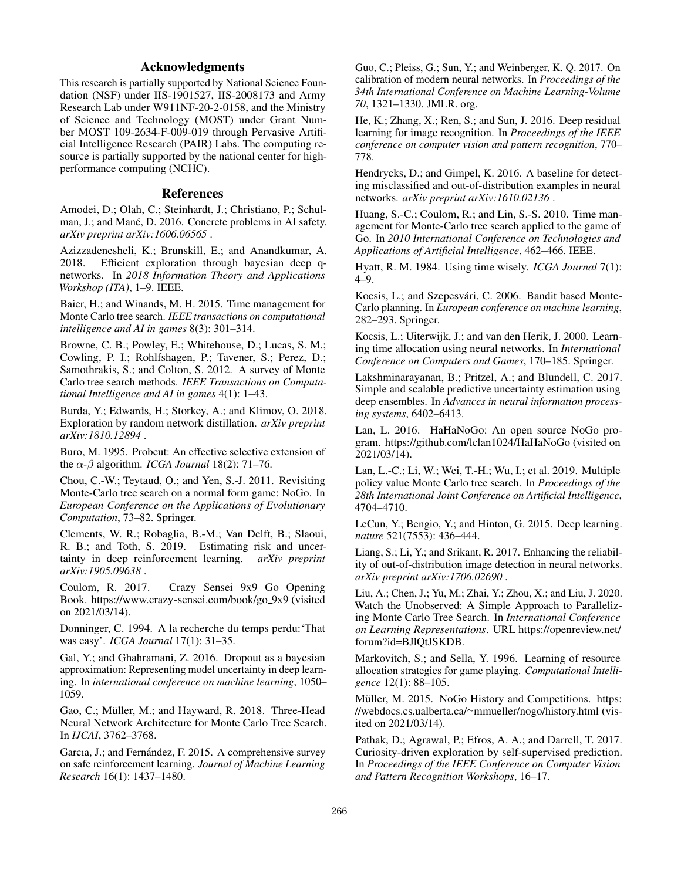## Acknowledgments

This research is partially supported by National Science Foundation (NSF) under IIS-1901527, IIS-2008173 and Army Research Lab under W911NF-20-2-0158, and the Ministry of Science and Technology (MOST) under Grant Number MOST 109-2634-F-009-019 through Pervasive Artificial Intelligence Research (PAIR) Labs. The computing resource is partially supported by the national center for high-performance computing (NCHC).

## References

Amodei, D.; Olah, C.; Steinhardt, J.; Christiano, P.; Schulman, J.; and Mané, D. 2016. Concrete problems in AI safety. *arXiv preprint arXiv:1606.06565* .

Azizzadenesheli, K.; Brunskill, E.; and Anandkumar, A. 2018. Efficient exploration through bayesian deep q-networks. In *2018 Information Theory and Applications Workshop (ITA)*, 1–9. IEEE.

Baier, H.; and Winands, M. H. 2015. Time management for Monte Carlo tree search. *IEEE transactions on computational intelligence and AI in games* 8(3): 301–314.

Browne, C. B.; Powley, E.; Whitehouse, D.; Lucas, S. M.; Cowling, P. I.; Rohlfshagen, P.; Tavener, S.; Perez, D.; Samothrakis, S.; and Colton, S. 2012. A survey of Monte Carlo tree search methods. *IEEE Transactions on Computational Intelligence and AI in games* 4(1): 1–43.

Burda, Y.; Edwards, H.; Storkey, A.; and Klimov, O. 2018. Exploration by random network distillation. *arXiv preprint arXiv:1810.12894* .

Buro, M. 1995. Probcut: An effective selective extension of the $\alpha$-$\beta$ algorithm. *ICGA Journal* 18(2): 71–76.

Chou, C.-W.; Teytaud, O.; and Yen, S.-J. 2011. Revisiting Monte-Carlo tree search on a normal form game: NoGo. In *European Conference on the Applications of Evolutionary Computation*, 73–82. Springer.

Clements, W. R.; Robaglia, B.-M.; Van Delft, B.; Slaoui, R. B.; and Toth, S. 2019. Estimating risk and uncertainty in deep reinforcement learning. *arXiv preprint arXiv:1905.09638* .

Coulom, R. 2017. Crazy Sensei 9x9 Go Opening Book. https://www.crazy-sensei.com/book/go_9x9 (visited on 2021/03/14).

Donninger, C. 1994. A la recherche du temps perdu:'That was easy'. *ICGA Journal* 17(1): 31–35.

Gal, Y.; and Ghahramani, Z. 2016. Dropout as a bayesian approximation: Representing model uncertainty in deep learning. In *international conference on machine learning*, 1050–1059.

Gao, C.; Müller, M.; and Hayward, R. 2018. Three-Head Neural Network Architecture for Monte Carlo Tree Search. In *IJCAI*, 3762–3768.

Garcıa, J.; and Fernández, F. 2015. A comprehensive survey on safe reinforcement learning. *Journal of Machine Learning Research* 16(1): 1437–1480.

Guo, C.; Pleiss, G.; Sun, Y.; and Weinberger, K. Q. 2017. On calibration of modern neural networks. In *Proceedings of the 34th International Conference on Machine Learning-Volume 70*, 1321–1330. JMLR. org.

He, K.; Zhang, X.; Ren, S.; and Sun, J. 2016. Deep residual learning for image recognition. In *Proceedings of the IEEE conference on computer vision and pattern recognition*, 770–778.

Hendrycks, D.; and Gimpel, K. 2016. A baseline for detecting misclassified and out-of-distribution examples in neural networks. *arXiv preprint arXiv:1610.02136* .

Huang, S.-C.; Coulom, R.; and Lin, S.-S. 2010. Time management for Monte-Carlo tree search applied to the game of Go. In *2010 International Conference on Technologies and Applications of Artificial Intelligence*, 462–466. IEEE.

Hyatt, R. M. 1984. Using time wisely. *ICGA Journal* 7(1): 4–9.

Kocsis, L.; and Szepesvári, C. 2006. Bandit based Monte-Carlo planning. In *European conference on machine learning*, 282–293. Springer.

Kocsis, L.; Uiterwijk, J.; and van den Herik, J. 2000. Learning time allocation using neural networks. In *International Conference on Computers and Games*, 170–185. Springer.

Lakshminarayanan, B.; Pritzel, A.; and Blundell, C. 2017. Simple and scalable predictive uncertainty estimation using deep ensembles. In *Advances in neural information processing systems*, 6402–6413.

Lan, L. 2016. HaHaNoGo: An open source NoGo program. https://github.com/lclan1024/HaHaNoGo (visited on 2021/03/14).

Lan, L.-C.; Li, W.; Wei, T.-H.; Wu, I.; et al. 2019. Multiple policy value Monte Carlo tree search. In *Proceedings of the 28th International Joint Conference on Artificial Intelligence*, 4704–4710.

LeCun, Y.; Bengio, Y.; and Hinton, G. 2015. Deep learning. *nature* 521(7553): 436–444.

Liang, S.; Li, Y.; and Srikant, R. 2017. Enhancing the reliability of out-of-distribution image detection in neural networks. *arXiv preprint arXiv:1706.02690* .

Liu, A.; Chen, J.; Yu, M.; Zhai, Y.; Zhou, X.; and Liu, J. 2020. Watch the Unobserved: A Simple Approach to Parallelizing Monte Carlo Tree Search. In *International Conference on Learning Representations*. URL https://openreview.net/forum?id=BJlQtJSKDB.

Markovitch, S.; and Sella, Y. 1996. Learning of resource allocation strategies for game playing. *Computational Intelligence* 12(1): 88–105.

Müller, M. 2015. NoGo History and Competitions. https://webdocs.cs.ualberta.ca/~mmueller/nogo/history.html (visited on 2021/03/14).

Pathak, D.; Agrawal, P.; Efros, A. A.; and Darrell, T. 2017. Curiosity-driven exploration by self-supervised prediction. In *Proceedings of the IEEE Conference on Computer Vision and Pattern Recognition Workshops*, 16–17.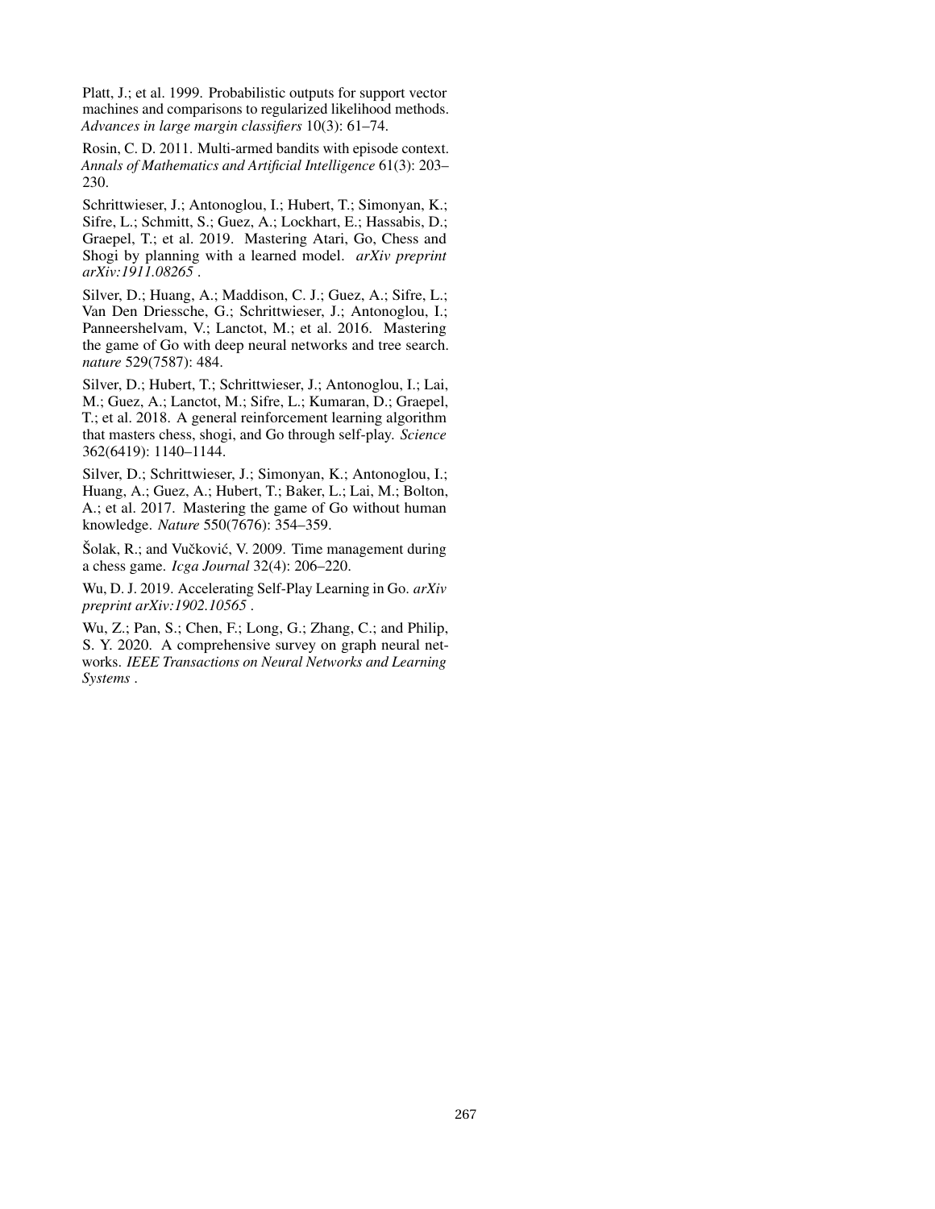Platt, J.; et al. 1999. Probabilistic outputs for support vector machines and comparisons to regularized likelihood methods. *Advances in large margin classifiers* 10(3): 61–74.

Rosin, C. D. 2011. Multi-armed bandits with episode context. *Annals of Mathematics and Artificial Intelligence* 61(3): 203–230.

Schrittwieser, J.; Antonoglou, I.; Hubert, T.; Simonyan, K.; Sifre, L.; Schmitt, S.; Guez, A.; Lockhart, E.; Hassabis, D.; Graepel, T.; et al. 2019. Mastering Atari, Go, Chess and Shogi by planning with a learned model. *arXiv preprint arXiv:1911.08265* .

Silver, D.; Huang, A.; Maddison, C. J.; Guez, A.; Sifre, L.; Van Den Driessche, G.; Schrittwieser, J.; Antonoglou, I.; Panneershelvam, V.; Lanctot, M.; et al. 2016. Mastering the game of Go with deep neural networks and tree search. *nature* 529(7587): 484.

Silver, D.; Hubert, T.; Schrittwieser, J.; Antonoglou, I.; Lai, M.; Guez, A.; Lanctot, M.; Sifre, L.; Kumaran, D.; Graepel, T.; et al. 2018. A general reinforcement learning algorithm that masters chess, shogi, and Go through self-play. *Science* 362(6419): 1140–1144.

Silver, D.; Schrittwieser, J.; Simonyan, K.; Antonoglou, I.; Huang, A.; Guez, A.; Hubert, T.; Baker, L.; Lai, M.; Bolton, A.; et al. 2017. Mastering the game of Go without human knowledge. *Nature* 550(7676): 354–359.

Šolak, R.; and Vučković, V. 2009. Time management during a chess game. *Icga Journal* 32(4): 206–220.

Wu, D. J. 2019. Accelerating Self-Play Learning in Go. *arXiv preprint arXiv:1902.10565* .

Wu, Z.; Pan, S.; Chen, F.; Long, G.; Zhang, C.; and Philip, S. Y. 2020. A comprehensive survey on graph neural networks. *IEEE Transactions on Neural Networks and Learning Systems* .